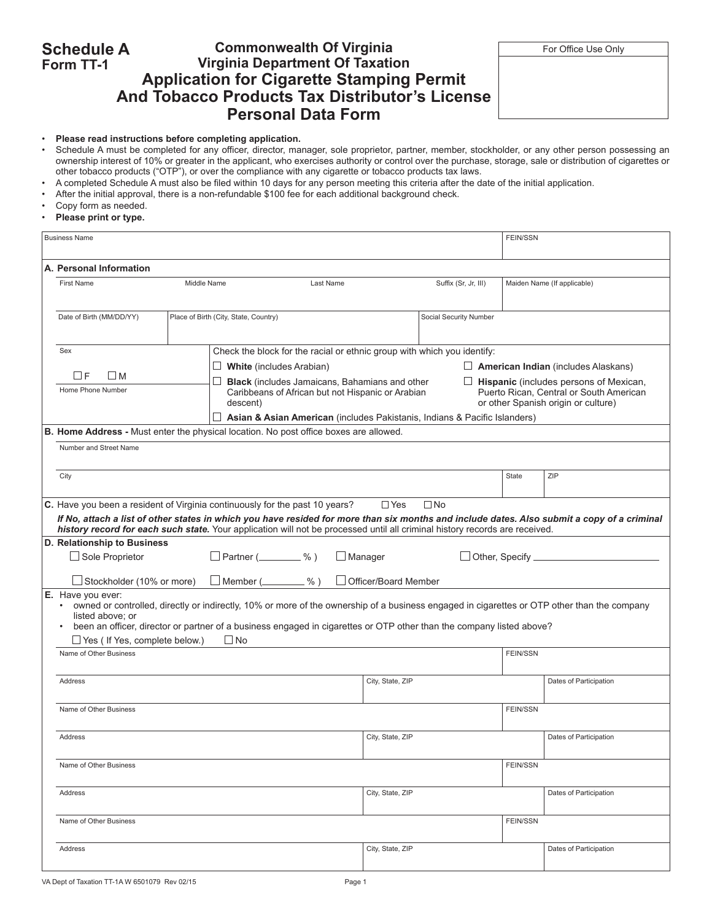**Schedule A**
**Form TT-1**

# Commonwealth Of Virginia
## Virginia Department Of Taxation
## Application for Cigarette Stamping Permit And Tobacco Products Tax Distributor's License Personal Data Form

| For Office Use Only |
|---|
| |

- **Please read instructions before completing application.**
- Schedule A must be completed for any officer, director, manager, sole proprietor, partner, member, stockholder, or any other person possessing an ownership interest of 10% or greater in the applicant, who exercises authority or control over the purchase, storage, sale or distribution of cigarettes or other tobacco products ("OTP"), or over the compliance with any cigarette or tobacco products tax laws.
- A completed Schedule A must also be filed within 10 days for any person meeting this criteria after the date of the initial application.
- After the initial approval, there is a non-refundable $100 fee for each additional background check.
- Copy form as needed.
- **Please print or type.**

| Business Name | FEIN/SSN |
|---|---|
| | |

**A. Personal Information**

| First Name | Middle Name | Last Name | Suffix (Sr, Jr, III) | Maiden Name (If applicable) |
|---|---|---|---|---|
| | | | | |

| Date of Birth (MM/DD/YY) | Place of Birth (City, State, Country) | Social Security Number |
|---|---|---|
| | | |

Sex ☐ F ☐ M

Home Phone Number

Check the block for the racial or ethnic group with which you identify:

- ☐ **White** (includes Arabian)
- ☐ **Black** (includes Jamaicans, Bahamians and other Caribbeans of African but not Hispanic or Arabian descent)
- ☐ **Asian & Asian American** (includes Pakistanis, Indians & Pacific Islanders)
- ☐ **American Indian** (includes Alaskans)
- ☐ **Hispanic** (includes persons of Mexican, Puerto Rican, Central or South American or other Spanish origin or culture)

**B. Home Address -** Must enter the physical location. No post office boxes are allowed.

| Number and Street Name | | |
|---|---|---|
| | | |
| **City** | **State** | **ZIP** |
| | | |

**C.** Have you been a resident of Virginia continuously for the past 10 years? ☐ Yes ☐ No

***If No, attach a list of other states in which you have resided for more than six months and include dates. Also submit a copy of a criminal history record for each such state.*** *Your application will not be processed until all criminal history records are received.*

**D. Relationship to Business**

☐ Sole Proprietor ☐ Partner (________ %) ☐ Manager ☐ Other, Specify ____________________

☐ Stockholder (10% or more) ☐ Member (________ %) ☐ Officer/Board Member

**E.** Have you ever:
- owned or controlled, directly or indirectly, 10% or more of the ownership of a business engaged in cigarettes or OTP other than the company listed above; or
- been an officer, director or partner of a business engaged in cigarettes or OTP other than the company listed above?

☐ Yes ( If Yes, complete below.) ☐ No

| Name of Other Business | | FEIN/SSN |
|---|---|---|
| | | |
| **Address** | **City, State, ZIP** | **Dates of Participation** |
| | | |
| **Name of Other Business** | | **FEIN/SSN** |
| | | |
| **Address** | **City, State, ZIP** | **Dates of Participation** |
| | | |
| **Name of Other Business** | | **FEIN/SSN** |
| | | |
| **Address** | **City, State, ZIP** | **Dates of Participation** |
| | | |
| **Name of Other Business** | | **FEIN/SSN** |
| | | |
| **Address** | **City, State, ZIP** | **Dates of Participation** |
| | | |

VA Dept of Taxation TT-1A W 6501079 Rev 02/15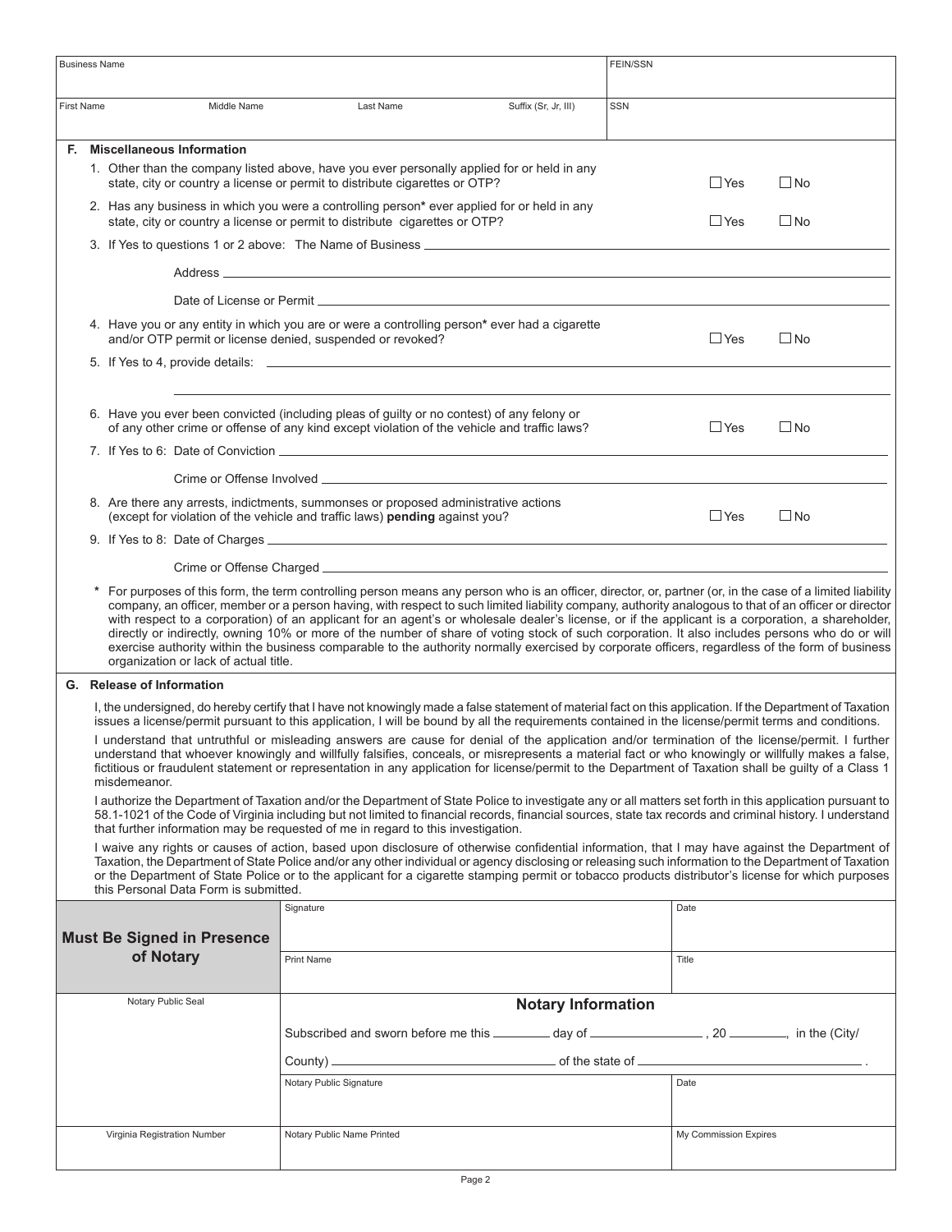| Business Name | | | | FEIN/SSN |
|---|---|---|---|---|
| | | | | |
| **First Name** | **Middle Name** | **Last Name** | **Suffix (Sr, Jr, III)** | **SSN** |
| | | | | |

## F. Miscellaneous Information

1. Other than the company listed above, have you ever personally applied for or held in any state, city or country a license or permit to distribute cigarettes or OTP? ☐ Yes ☐ No

2. Has any business in which you were a controlling person* ever applied for or held in any state, city or country a license or permit to distribute cigarettes or OTP? ☐ Yes ☐ No

3. If Yes to questions 1 or 2 above: The Name of Business ______________________

   Address ______________________

   Date of License or Permit ______________________

4. Have you or any entity in which you are or were a controlling person* ever had a cigarette and/or OTP permit or license denied, suspended or revoked? ☐ Yes ☐ No

5. If Yes to 4, provide details: ______________________

   ______________________

6. Have you ever been convicted (including pleas of guilty or no contest) of any felony or of any other crime or offense of any kind except violation of the vehicle and traffic laws? ☐ Yes ☐ No

7. If Yes to 6: Date of Conviction ______________________

   Crime or Offense Involved ______________________

8. Are there any arrests, indictments, summonses or proposed administrative actions (except for violation of the vehicle and traffic laws) **pending** against you? ☐ Yes ☐ No

9. If Yes to 8: Date of Charges ______________________

   Crime or Offense Charged ______________________

\* For purposes of this form, the term controlling person means any person who is an officer, director, or, partner (or, in the case of a limited liability company, an officer, member or a person having, with respect to such limited liability company, authority analogous to that of an officer or director with respect to a corporation) of an applicant for an agent's or wholesale dealer's license, or if the applicant is a corporation, a shareholder, directly or indirectly, owning 10% or more of the number of share of voting stock of such corporation. It also includes persons who do or will exercise authority within the business comparable to the authority normally exercised by corporate officers, regardless of the form of business organization or lack of actual title.

## G. Release of Information

I, the undersigned, do hereby certify that I have not knowingly made a false statement of material fact on this application. If the Department of Taxation issues a license/permit pursuant to this application, I will be bound by all the requirements contained in the license/permit terms and conditions.

I understand that untruthful or misleading answers are cause for denial of the application and/or termination of the license/permit. I further understand that whoever knowingly and willfully falsifies, conceals, or misrepresents a material fact or who knowingly or willfully makes a false, fictitious or fraudulent statement or representation in any application for license/permit to the Department of Taxation shall be guilty of a Class 1 misdemeanor.

I authorize the Department of Taxation and/or the Department of State Police to investigate any or all matters set forth in this application pursuant to 58.1-1021 of the Code of Virginia including but not limited to financial records, financial sources, state tax records and criminal history. I understand that further information may be requested of me in regard to this investigation.

I waive any rights or causes of action, based upon disclosure of otherwise confidential information, that I may have against the Department of Taxation, the Department of State Police and/or any other individual or agency disclosing or releasing such information to the Department of Taxation or the Department of State Police or to the applicant for a cigarette stamping permit or tobacco products distributor's license for which purposes this Personal Data Form is submitted.

| **Must Be Signed in Presence of Notary** | Signature | Date |
|---|---|---|
| | Print Name | Title |

| Notary Public Seal | **Notary Information** | |
|---|---|---|
| | Subscribed and sworn before me this ________ day of ________________, 20 ________, in the (City/County) ______________________ of the state of ______________________. | |
| | Notary Public Signature | Date |
| Virginia Registration Number | Notary Public Name Printed | My Commission Expires |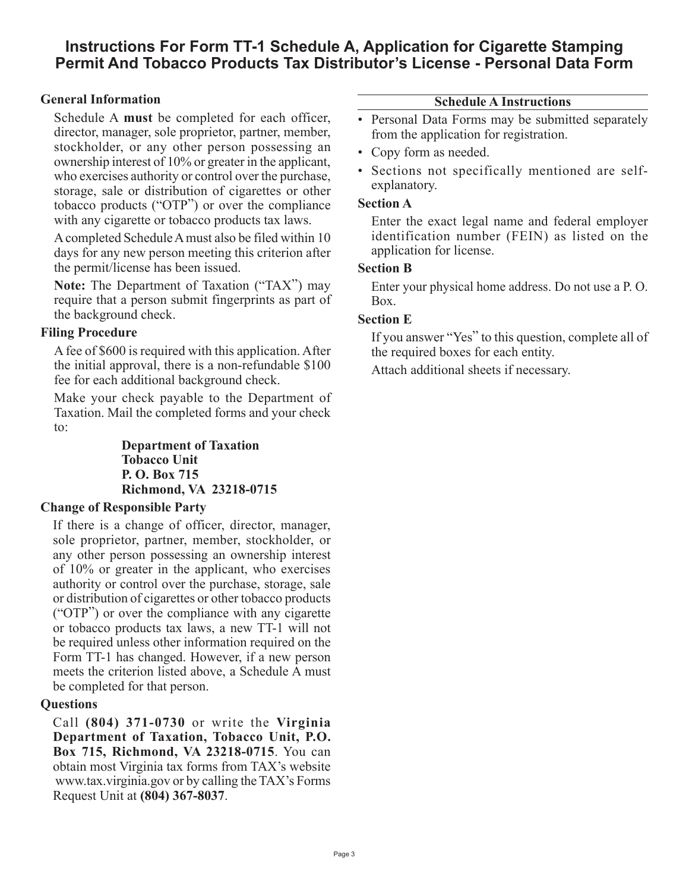# Instructions For Form TT-1 Schedule A, Application for Cigarette Stamping Permit And Tobacco Products Tax Distributor's License - Personal Data Form

## General Information

Schedule A **must** be completed for each officer, director, manager, sole proprietor, partner, member, stockholder, or any other person possessing an ownership interest of 10% or greater in the applicant, who exercises authority or control over the purchase, storage, sale or distribution of cigarettes or other tobacco products ("OTP") or over the compliance with any cigarette or tobacco products tax laws.

A completed Schedule A must also be filed within 10 days for any new person meeting this criterion after the permit/license has been issued.

**Note:** The Department of Taxation ("TAX") may require that a person submit fingerprints as part of the background check.

## Filing Procedure

A fee of $600 is required with this application. After the initial approval, there is a non-refundable $100 fee for each additional background check.

Make your check payable to the Department of Taxation. Mail the completed forms and your check to:

**Department of Taxation**
**Tobacco Unit**
**P. O. Box 715**
**Richmond, VA 23218-0715**

## Change of Responsible Party

If there is a change of officer, director, manager, sole proprietor, partner, member, stockholder, or any other person possessing an ownership interest of 10% or greater in the applicant, who exercises authority or control over the purchase, storage, sale or distribution of cigarettes or other tobacco products ("OTP") or over the compliance with any cigarette or tobacco products tax laws, a new TT-1 will not be required unless other information required on the Form TT-1 has changed. However, if a new person meets the criterion listed above, a Schedule A must be completed for that person.

## Questions

Call **(804) 371-0730** or write the **Virginia Department of Taxation, Tobacco Unit, P.O. Box 715, Richmond, VA 23218-0715**. You can obtain most Virginia tax forms from TAX's website www.tax.virginia.gov or by calling the TAX's Forms Request Unit at **(804) 367-8037**.

## Schedule A Instructions

- Personal Data Forms may be submitted separately from the application for registration.
- Copy form as needed.
- Sections not specifically mentioned are self-explanatory.

### Section A

Enter the exact legal name and federal employer identification number (FEIN) as listed on the application for license.

### Section B

Enter your physical home address. Do not use a P. O. Box.

### Section E

If you answer "Yes" to this question, complete all of the required boxes for each entity.

Attach additional sheets if necessary.